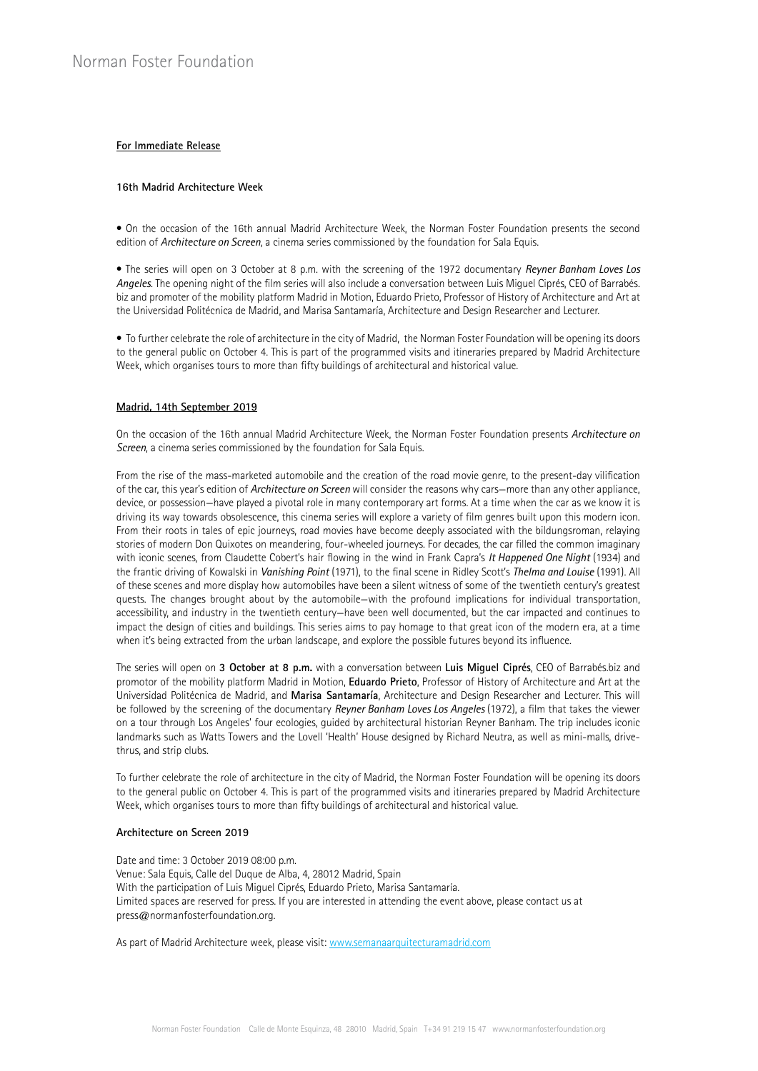# Norman Foster Foundation

**For Immediate Release**

**16th Madrid Architecture Week**

• On the occasion of the 16th annual Madrid Architecture Week, the Norman Foster Foundation presents the second edition of *Architecture on Screen*, a cinema series commissioned by the foundation for Sala Equis.

• The series will open on 3 October at 8 p.m. with the screening of the 1972 documentary *Reyner Banham Loves Los Angeles*. The opening night of the film series will also include a conversation between Luis Miguel Ciprés, CEO of Barrabés.biz and promoter of the mobility platform Madrid in Motion, Eduardo Prieto, Professor of History of Architecture and Art at the Universidad Politécnica de Madrid, and Marisa Santamaría, Architecture and Design Researcher and Lecturer.

• To further celebrate the role of architecture in the city of Madrid, the Norman Foster Foundation will be opening its doors to the general public on October 4. This is part of the programmed visits and itineraries prepared by Madrid Architecture Week, which organises tours to more than fifty buildings of architectural and historical value.

**Madrid, 14th September 2019**

On the occasion of the 16th annual Madrid Architecture Week, the Norman Foster Foundation presents *Architecture on Screen*, a cinema series commissioned by the foundation for Sala Equis.

From the rise of the mass-marketed automobile and the creation of the road movie genre, to the present-day vilification of the car, this year's edition of *Architecture on Screen* will consider the reasons why cars—more than any other appliance, device, or possession—have played a pivotal role in many contemporary art forms. At a time when the car as we know it is driving its way towards obsolescence, this cinema series will explore a variety of film genres built upon this modern icon. From their roots in tales of epic journeys, road movies have become deeply associated with the bildungsroman, relaying stories of modern Don Quixotes on meandering, four-wheeled journeys. For decades, the car filled the common imaginary with iconic scenes, from Claudette Cobert's hair flowing in the wind in Frank Capra's *It Happened One Night* (1934) and the frantic driving of Kowalski in *Vanishing Point* (1971), to the final scene in Ridley Scott's *Thelma and Louise* (1991). All of these scenes and more display how automobiles have been a silent witness of some of the twentieth century's greatest quests. The changes brought about by the automobile—with the profound implications for individual transportation, accessibility, and industry in the twentieth century—have been well documented, but the car impacted and continues to impact the design of cities and buildings. This series aims to pay homage to that great icon of the modern era, at a time when it's being extracted from the urban landscape, and explore the possible futures beyond its influence.

The series will open on **3 October at 8 p.m.** with a conversation between **Luis Miguel Ciprés**, CEO of Barrabés.biz and promotor of the mobility platform Madrid in Motion, **Eduardo Prieto**, Professor of History of Architecture and Art at the Universidad Politécnica de Madrid, and **Marisa Santamaría**, Architecture and Design Researcher and Lecturer. This will be followed by the screening of the documentary *Reyner Banham Loves Los Angeles* (1972), a film that takes the viewer on a tour through Los Angeles' four ecologies, guided by architectural historian Reyner Banham. The trip includes iconic landmarks such as Watts Towers and the Lovell 'Health' House designed by Richard Neutra, as well as mini-malls, drive-thrus, and strip clubs.

To further celebrate the role of architecture in the city of Madrid, the Norman Foster Foundation will be opening its doors to the general public on October 4. This is part of the programmed visits and itineraries prepared by Madrid Architecture Week, which organises tours to more than fifty buildings of architectural and historical value.

**Architecture on Screen 2019**

Date and time: 3 October 2019 08:00 p.m.
Venue: Sala Equis, Calle del Duque de Alba, 4, 28012 Madrid, Spain
With the participation of Luis Miguel Ciprés, Eduardo Prieto, Marisa Santamaría.
Limited spaces are reserved for press. If you are interested in attending the event above, please contact us at press@normanfosterfoundation.org.

As part of Madrid Architecture week, please visit: www.semanaarquitecturamadrid.com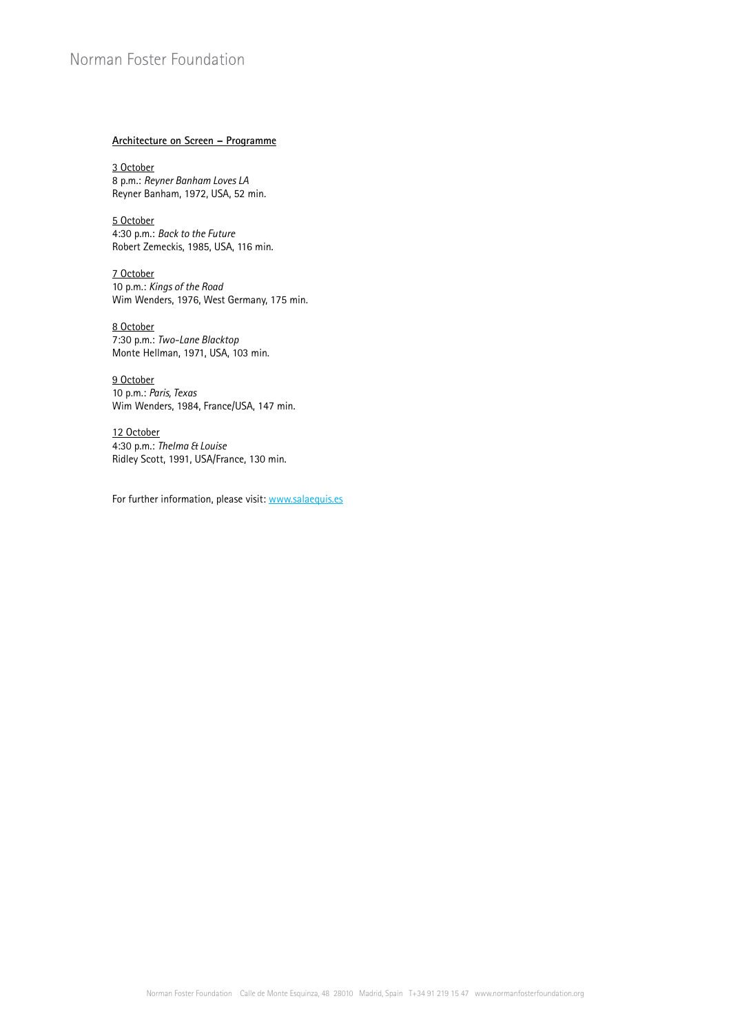**Architecture on Screen – Programme**

3 October
8 p.m.: *Reyner Banham Loves LA*
Reyner Banham, 1972, USA, 52 min.

5 October
4:30 p.m.: *Back to the Future*
Robert Zemeckis, 1985, USA, 116 min.

7 October
10 p.m.: *Kings of the Road*
Wim Wenders, 1976, West Germany, 175 min.

8 October
7:30 p.m.: *Two-Lane Blacktop*
Monte Hellman, 1971, USA, 103 min.

9 October
10 p.m.: *Paris, Texas*
Wim Wenders, 1984, France/USA, 147 min.

12 October
4:30 p.m.: *Thelma & Louise*
Ridley Scott, 1991, USA/France, 130 min.

For further information, please visit: [www.salaequis.es](http://www.salaequis.es)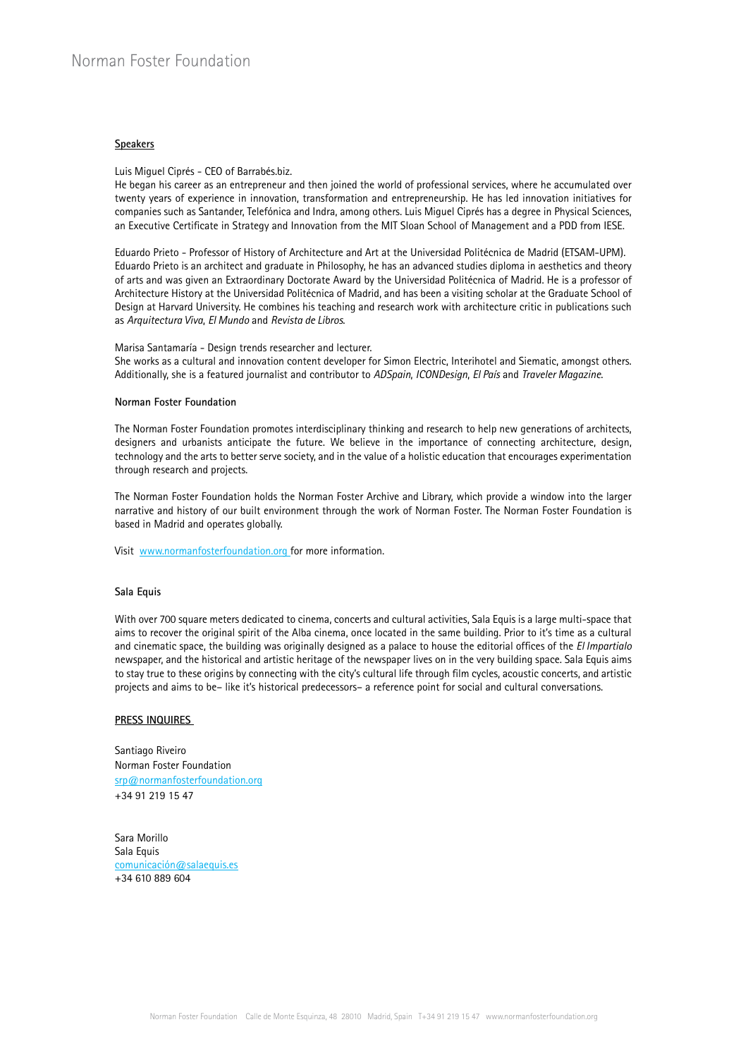**Speakers**

Luis Miguel Ciprés - CEO of Barrabés.biz.
He began his career as an entrepreneur and then joined the world of professional services, where he accumulated over twenty years of experience in innovation, transformation and entrepreneurship. He has led innovation initiatives for companies such as Santander, Telefónica and Indra, among others. Luis Miguel Ciprés has a degree in Physical Sciences, an Executive Certificate in Strategy and Innovation from the MIT Sloan School of Management and a PDD from IESE.

Eduardo Prieto - Professor of History of Architecture and Art at the Universidad Politécnica de Madrid (ETSAM-UPM).
Eduardo Prieto is an architect and graduate in Philosophy, he has an advanced studies diploma in aesthetics and theory of arts and was given an Extraordinary Doctorate Award by the Universidad Politécnica of Madrid. He is a professor of Architecture History at the Universidad Politécnica of Madrid, and has been a visiting scholar at the Graduate School of Design at Harvard University. He combines his teaching and research work with architecture critic in publications such as *Arquitectura Viva*, *El Mundo* and *Revista de Libros*.

Marisa Santamaría - Design trends researcher and lecturer.
She works as a cultural and innovation content developer for Simon Electric, Interihotel and Siematic, amongst others. Additionally, she is a featured journalist and contributor to *ADSpain*, *ICONDesign*, *El País* and *Traveler Magazine*.

**Norman Foster Foundation**

The Norman Foster Foundation promotes interdisciplinary thinking and research to help new generations of architects, designers and urbanists anticipate the future. We believe in the importance of connecting architecture, design, technology and the arts to better serve society, and in the value of a holistic education that encourages experimentation through research and projects.

The Norman Foster Foundation holds the Norman Foster Archive and Library, which provide a window into the larger narrative and history of our built environment through the work of Norman Foster. The Norman Foster Foundation is based in Madrid and operates globally.

Visit www.normanfosterfoundation.org for more information.

**Sala Equis**

With over 700 square meters dedicated to cinema, concerts and cultural activities, Sala Equis is a large multi-space that aims to recover the original spirit of the Alba cinema, once located in the same building. Prior to it's time as a cultural and cinematic space, the building was originally designed as a palace to house the editorial offices of the *El Impartialo* newspaper, and the historical and artistic heritage of the newspaper lives on in the very building space. Sala Equis aims to stay true to these origins by connecting with the city's cultural life through film cycles, acoustic concerts, and artistic projects and aims to be– like it's historical predecessors– a reference point for social and cultural conversations.

**PRESS INQUIRES**

Santiago Riveiro
Norman Foster Foundation
srp@normanfosterfoundation.org
+34 91 219 15 47

Sara Morillo
Sala Equis
comunicación@salaequis.es
+34 610 889 604